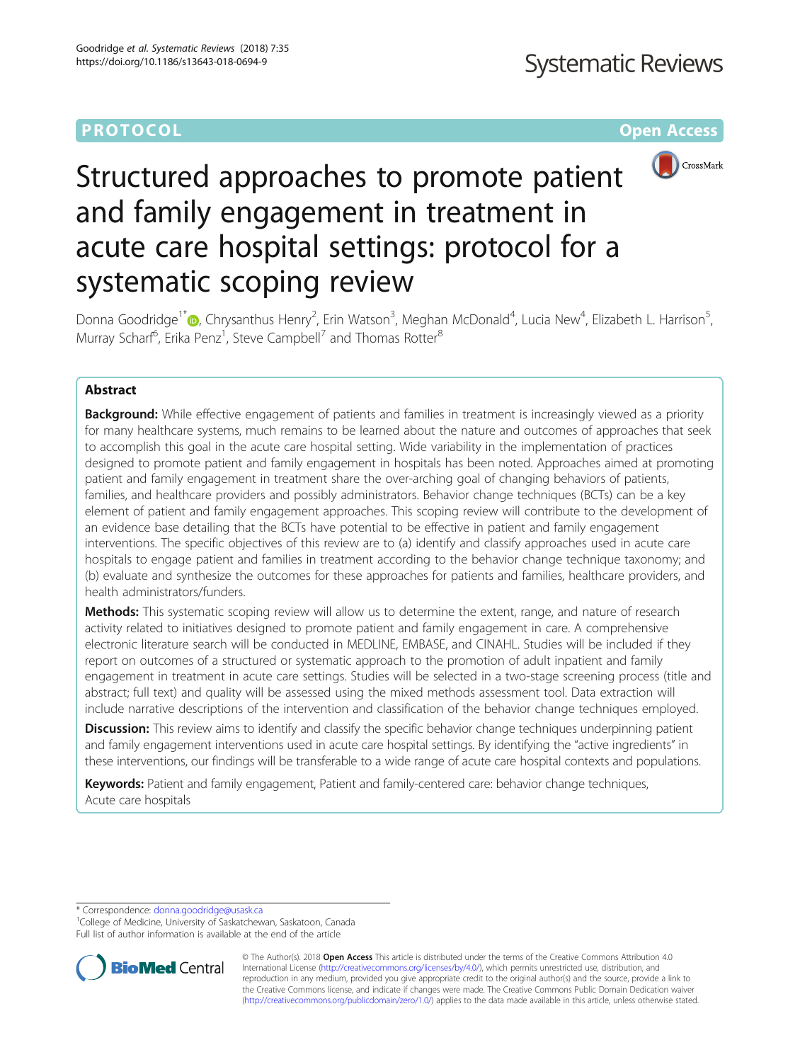PROTOCOL Open Access

# Structured approaches to promote patient and family engagement in treatment in acute care hospital settings: protocol for a systematic scoping review

Donna Goodridge[1*], Chrysanthus Henry[2], Erin Watson[3], Meghan McDonald[4], Lucia New[4], Elizabeth L. Harrison[5], Murray Scharf[6], Erika Penz[1], Steve Campbell[7] and Thomas Rotter[8]

## Abstract

**Background:** While effective engagement of patients and families in treatment is increasingly viewed as a priority for many healthcare systems, much remains to be learned about the nature and outcomes of approaches that seek to accomplish this goal in the acute care hospital setting. Wide variability in the implementation of practices designed to promote patient and family engagement in hospitals has been noted. Approaches aimed at promoting patient and family engagement in treatment share the over-arching goal of changing behaviors of patients, families, and healthcare providers and possibly administrators. Behavior change techniques (BCTs) can be a key element of patient and family engagement approaches. This scoping review will contribute to the development of an evidence base detailing that the BCTs have potential to be effective in patient and family engagement interventions. The specific objectives of this review are to (a) identify and classify approaches used in acute care hospitals to engage patient and families in treatment according to the behavior change technique taxonomy; and (b) evaluate and synthesize the outcomes for these approaches for patients and families, healthcare providers, and health administrators/funders.

**Methods:** This systematic scoping review will allow us to determine the extent, range, and nature of research activity related to initiatives designed to promote patient and family engagement in care. A comprehensive electronic literature search will be conducted in MEDLINE, EMBASE, and CINAHL. Studies will be included if they report on outcomes of a structured or systematic approach to the promotion of adult inpatient and family engagement in treatment in acute care settings. Studies will be selected in a two-stage screening process (title and abstract; full text) and quality will be assessed using the mixed methods assessment tool. Data extraction will include narrative descriptions of the intervention and classification of the behavior change techniques employed.

**Discussion:** This review aims to identify and classify the specific behavior change techniques underpinning patient and family engagement interventions used in acute care hospital settings. By identifying the "active ingredients" in these interventions, our findings will be transferable to a wide range of acute care hospital contexts and populations.

**Keywords:** Patient and family engagement, Patient and family-centered care: behavior change techniques, Acute care hospitals

* Correspondence: donna.goodridge@usask.ca
[1]College of Medicine, University of Saskatchewan, Saskatoon, Canada
Full list of author information is available at the end of the article

© The Author(s). 2018 **Open Access** This article is distributed under the terms of the Creative Commons Attribution 4.0 International License (http://creativecommons.org/licenses/by/4.0/), which permits unrestricted use, distribution, and reproduction in any medium, provided you give appropriate credit to the original author(s) and the source, provide a link to the Creative Commons license, and indicate if changes were made. The Creative Commons Public Domain Dedication waiver (http://creativecommons.org/publicdomain/zero/1.0/) applies to the data made available in this article, unless otherwise stated.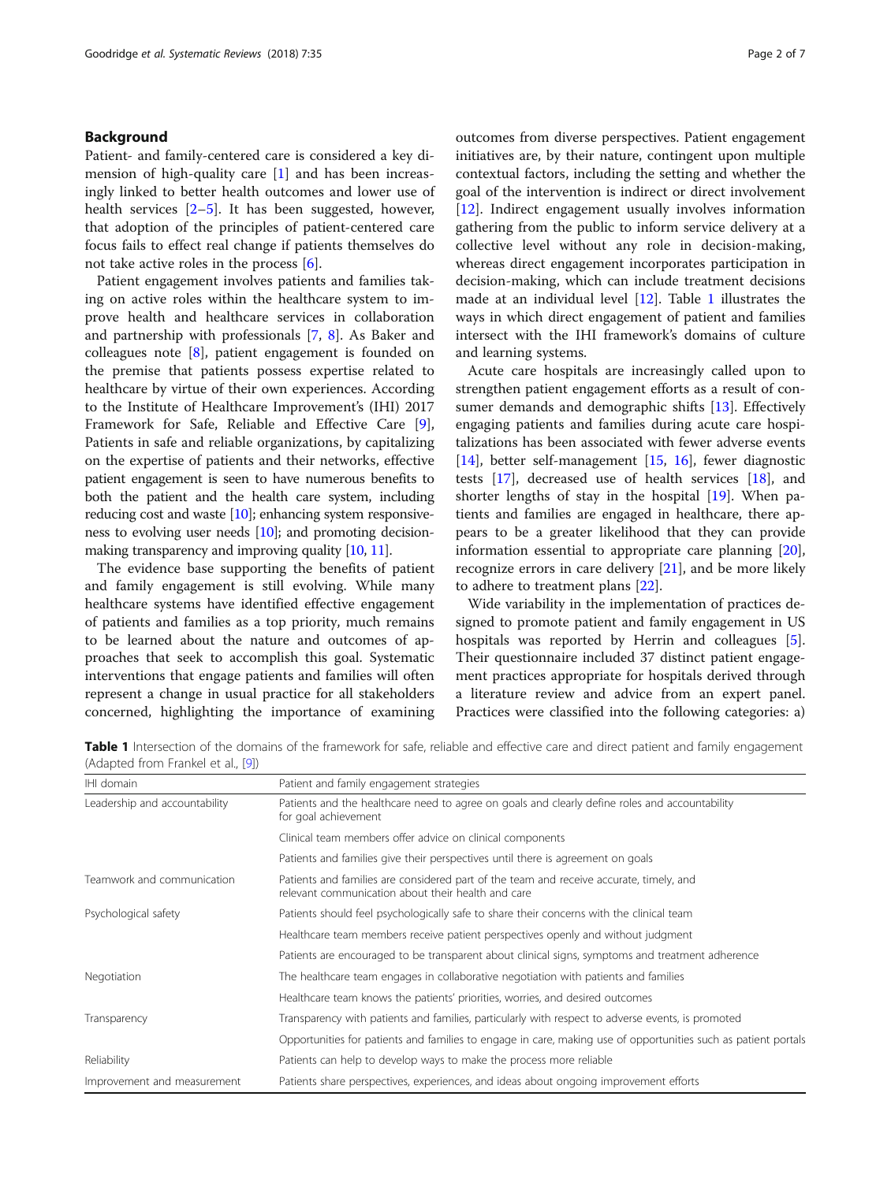## Background

Patient- and family-centered care is considered a key dimension of high-quality care [1] and has been increasingly linked to better health outcomes and lower use of health services [2–5]. It has been suggested, however, that adoption of the principles of patient-centered care focus fails to effect real change if patients themselves do not take active roles in the process [6].

Patient engagement involves patients and families taking on active roles within the healthcare system to improve health and healthcare services in collaboration and partnership with professionals [7, 8]. As Baker and colleagues note [8], patient engagement is founded on the premise that patients possess expertise related to healthcare by virtue of their own experiences. According to the Institute of Healthcare Improvement's (IHI) 2017 Framework for Safe, Reliable and Effective Care [9], Patients in safe and reliable organizations, by capitalizing on the expertise of patients and their networks, effective patient engagement is seen to have numerous benefits to both the patient and the health care system, including reducing cost and waste [10]; enhancing system responsiveness to evolving user needs [10]; and promoting decision-making transparency and improving quality [10, 11].

The evidence base supporting the benefits of patient and family engagement is still evolving. While many healthcare systems have identified effective engagement of patients and families as a top priority, much remains to be learned about the nature and outcomes of approaches that seek to accomplish this goal. Systematic interventions that engage patients and families will often represent a change in usual practice for all stakeholders concerned, highlighting the importance of examining outcomes from diverse perspectives. Patient engagement initiatives are, by their nature, contingent upon multiple contextual factors, including the setting and whether the goal of the intervention is indirect or direct involvement [12]. Indirect engagement usually involves information gathering from the public to inform service delivery at a collective level without any role in decision-making, whereas direct engagement incorporates participation in decision-making, which can include treatment decisions made at an individual level [12]. Table 1 illustrates the ways in which direct engagement of patient and families intersect with the IHI framework's domains of culture and learning systems.

Acute care hospitals are increasingly called upon to strengthen patient engagement efforts as a result of consumer demands and demographic shifts [13]. Effectively engaging patients and families during acute care hospitalizations has been associated with fewer adverse events [14], better self-management [15, 16], fewer diagnostic tests [17], decreased use of health services [18], and shorter lengths of stay in the hospital [19]. When patients and families are engaged in healthcare, there appears to be a greater likelihood that they can provide information essential to appropriate care planning [20], recognize errors in care delivery [21], and be more likely to adhere to treatment plans [22].

Wide variability in the implementation of practices designed to promote patient and family engagement in US hospitals was reported by Herrin and colleagues [5]. Their questionnaire included 37 distinct patient engagement practices appropriate for hospitals derived through a literature review and advice from an expert panel. Practices were classified into the following categories: a)

**Table 1** Intersection of the domains of the framework for safe, reliable and effective care and direct patient and family engagement (Adapted from Frankel et al., [9])

| IHI domain | Patient and family engagement strategies |
|---|---|
| Leadership and accountability | Patients and the healthcare need to agree on goals and clearly define roles and accountability for goal achievement |
| | Clinical team members offer advice on clinical components |
| | Patients and families give their perspectives until there is agreement on goals |
| Teamwork and communication | Patients and families are considered part of the team and receive accurate, timely, and relevant communication about their health and care |
| Psychological safety | Patients should feel psychologically safe to share their concerns with the clinical team |
| | Healthcare team members receive patient perspectives openly and without judgment |
| | Patients are encouraged to be transparent about clinical signs, symptoms and treatment adherence |
| Negotiation | The healthcare team engages in collaborative negotiation with patients and families |
| | Healthcare team knows the patients' priorities, worries, and desired outcomes |
| Transparency | Transparency with patients and families, particularly with respect to adverse events, is promoted |
| | Opportunities for patients and families to engage in care, making use of opportunities such as patient portals |
| Reliability | Patients can help to develop ways to make the process more reliable |
| Improvement and measurement | Patients share perspectives, experiences, and ideas about ongoing improvement efforts |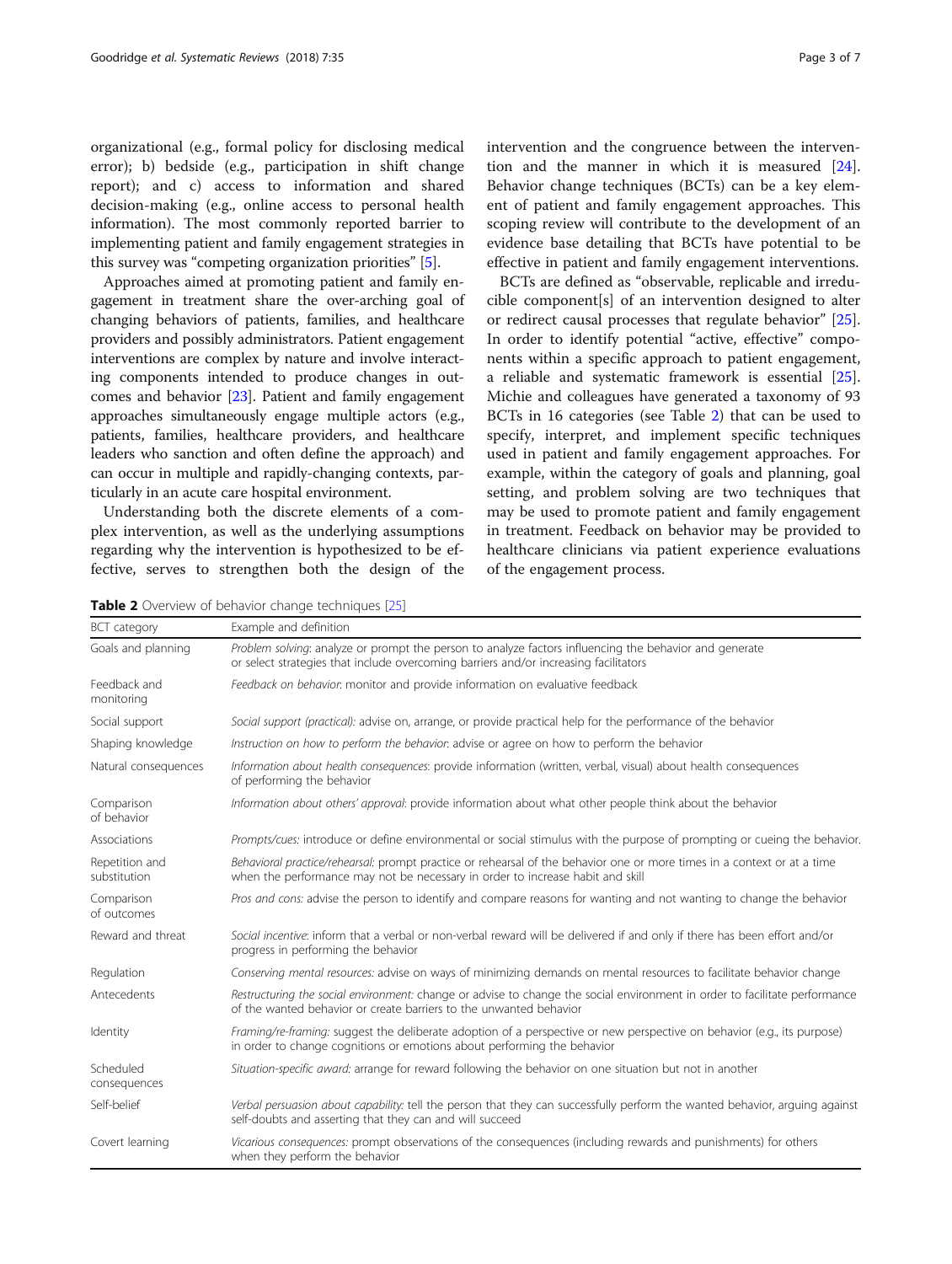organizational (e.g., formal policy for disclosing medical error); b) bedside (e.g., participation in shift change report); and c) access to information and shared decision-making (e.g., online access to personal health information). The most commonly reported barrier to implementing patient and family engagement strategies in this survey was "competing organization priorities" [5].

Approaches aimed at promoting patient and family engagement in treatment share the over-arching goal of changing behaviors of patients, families, and healthcare providers and possibly administrators. Patient engagement interventions are complex by nature and involve interacting components intended to produce changes in outcomes and behavior [23]. Patient and family engagement approaches simultaneously engage multiple actors (e.g., patients, families, healthcare providers, and healthcare leaders who sanction and often define the approach) and can occur in multiple and rapidly-changing contexts, particularly in an acute care hospital environment.

Understanding both the discrete elements of a complex intervention, as well as the underlying assumptions regarding why the intervention is hypothesized to be effective, serves to strengthen both the design of the intervention and the congruence between the intervention and the manner in which it is measured [24]. Behavior change techniques (BCTs) can be a key element of patient and family engagement approaches. This scoping review will contribute to the development of an evidence base detailing that BCTs have potential to be effective in patient and family engagement interventions.

BCTs are defined as "observable, replicable and irreducible component[s] of an intervention designed to alter or redirect causal processes that regulate behavior" [25]. In order to identify potential "active, effective" components within a specific approach to patient engagement, a reliable and systematic framework is essential [25]. Michie and colleagues have generated a taxonomy of 93 BCTs in 16 categories (see Table 2) that can be used to specify, interpret, and implement specific techniques used in patient and family engagement approaches. For example, within the category of goals and planning, goal setting, and problem solving are two techniques that may be used to promote patient and family engagement in treatment. Feedback on behavior may be provided to healthcare clinicians via patient experience evaluations of the engagement process.

**Table 2** Overview of behavior change techniques [25]

| BCT category | Example and definition |
|---|---|
| Goals and planning | *Problem solving*: analyze or prompt the person to analyze factors influencing the behavior and generate or select strategies that include overcoming barriers and/or increasing facilitators |
| Feedback and monitoring | *Feedback on behavior*: monitor and provide information on evaluative feedback |
| Social support | *Social support (practical)*: advise on, arrange, or provide practical help for the performance of the behavior |
| Shaping knowledge | *Instruction on how to perform the behavior*: advise or agree on how to perform the behavior |
| Natural consequences | *Information about health consequences*: provide information (written, verbal, visual) about health consequences of performing the behavior |
| Comparison of behavior | *Information about others' approval*: provide information about what other people think about the behavior |
| Associations | *Prompts/cues:* introduce or define environmental or social stimulus with the purpose of prompting or cueing the behavior. |
| Repetition and substitution | *Behavioral practice/rehearsal:* prompt practice or rehearsal of the behavior one or more times in a context or at a time when the performance may not be necessary in order to increase habit and skill |
| Comparison of outcomes | *Pros and cons:* advise the person to identify and compare reasons for wanting and not wanting to change the behavior |
| Reward and threat | *Social incentive*: inform that a verbal or non-verbal reward will be delivered if and only if there has been effort and/or progress in performing the behavior |
| Regulation | *Conserving mental resources:* advise on ways of minimizing demands on mental resources to facilitate behavior change |
| Antecedents | *Restructuring the social environment:* change or advise to change the social environment in order to facilitate performance of the wanted behavior or create barriers to the unwanted behavior |
| Identity | *Framing/re-framing:* suggest the deliberate adoption of a perspective or new perspective on behavior (e.g., its purpose) in order to change cognitions or emotions about performing the behavior |
| Scheduled consequences | *Situation-specific award:* arrange for reward following the behavior on one situation but not in another |
| Self-belief | *Verbal persuasion about capability:* tell the person that they can successfully perform the wanted behavior, arguing against self-doubts and asserting that they can and will succeed |
| Covert learning | *Vicarious consequences:* prompt observations of the consequences (including rewards and punishments) for others when they perform the behavior |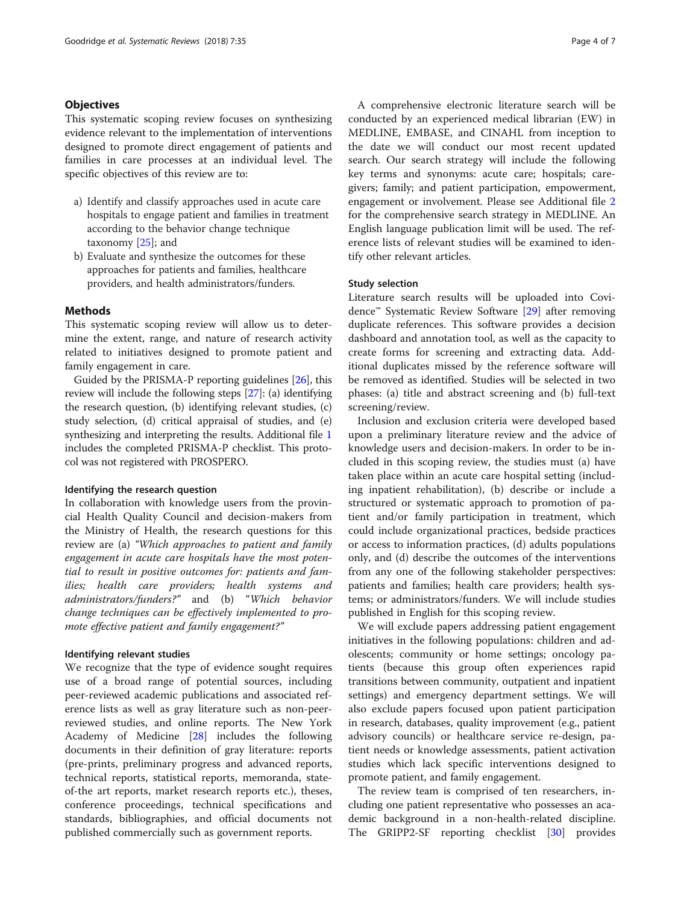## Objectives

This systematic scoping review focuses on synthesizing evidence relevant to the implementation of interventions designed to promote direct engagement of patients and families in care processes at an individual level. The specific objectives of this review are to:

a) Identify and classify approaches used in acute care hospitals to engage patient and families in treatment according to the behavior change technique taxonomy [25]; and
b) Evaluate and synthesize the outcomes for these approaches for patients and families, healthcare providers, and health administrators/funders.

## Methods

This systematic scoping review will allow us to determine the extent, range, and nature of research activity related to initiatives designed to promote patient and family engagement in care.

Guided by the PRISMA-P reporting guidelines [26], this review will include the following steps [27]: (a) identifying the research question, (b) identifying relevant studies, (c) study selection, (d) critical appraisal of studies, and (e) synthesizing and interpreting the results. Additional file 1 includes the completed PRISMA-P checklist. This protocol was not registered with PROSPERO.

### Identifying the research question

In collaboration with knowledge users from the provincial Health Quality Council and decision-makers from the Ministry of Health, the research questions for this review are (a) *"Which approaches to patient and family engagement in acute care hospitals have the most potential to result in positive outcomes for: patients and families; health care providers; health systems and administrators/funders?"* and (b) *"Which behavior change techniques can be effectively implemented to promote effective patient and family engagement?"*

### Identifying relevant studies

We recognize that the type of evidence sought requires use of a broad range of potential sources, including peer-reviewed academic publications and associated reference lists as well as gray literature such as non-peer-reviewed studies, and online reports. The New York Academy of Medicine [28] includes the following documents in their definition of gray literature: reports (pre-prints, preliminary progress and advanced reports, technical reports, statistical reports, memoranda, state-of-the art reports, market research reports etc.), theses, conference proceedings, technical specifications and standards, bibliographies, and official documents not published commercially such as government reports.

A comprehensive electronic literature search will be conducted by an experienced medical librarian (EW) in MEDLINE, EMBASE, and CINAHL from inception to the date we will conduct our most recent updated search. Our search strategy will include the following key terms and synonyms: acute care; hospitals; caregivers; family; and patient participation, empowerment, engagement or involvement. Please see Additional file 2 for the comprehensive search strategy in MEDLINE. An English language publication limit will be used. The reference lists of relevant studies will be examined to identify other relevant articles.

### Study selection

Literature search results will be uploaded into Covidence™ Systematic Review Software [29] after removing duplicate references. This software provides a decision dashboard and annotation tool, as well as the capacity to create forms for screening and extracting data. Additional duplicates missed by the reference software will be removed as identified. Studies will be selected in two phases: (a) title and abstract screening and (b) full-text screening/review.

Inclusion and exclusion criteria were developed based upon a preliminary literature review and the advice of knowledge users and decision-makers. In order to be included in this scoping review, the studies must (a) have taken place within an acute care hospital setting (including inpatient rehabilitation), (b) describe or include a structured or systematic approach to promotion of patient and/or family participation in treatment, which could include organizational practices, bedside practices or access to information practices, (d) adults populations only, and (d) describe the outcomes of the interventions from any one of the following stakeholder perspectives: patients and families; health care providers; health systems; or administrators/funders. We will include studies published in English for this scoping review.

We will exclude papers addressing patient engagement initiatives in the following populations: children and adolescents; community or home settings; oncology patients (because this group often experiences rapid transitions between community, outpatient and inpatient settings) and emergency department settings. We will also exclude papers focused upon patient participation in research, databases, quality improvement (e.g., patient advisory councils) or healthcare service re-design, patient needs or knowledge assessments, patient activation studies which lack specific interventions designed to promote patient, and family engagement.

The review team is comprised of ten researchers, including one patient representative who possesses an academic background in a non-health-related discipline. The GRIPP2-SF reporting checklist [30] provides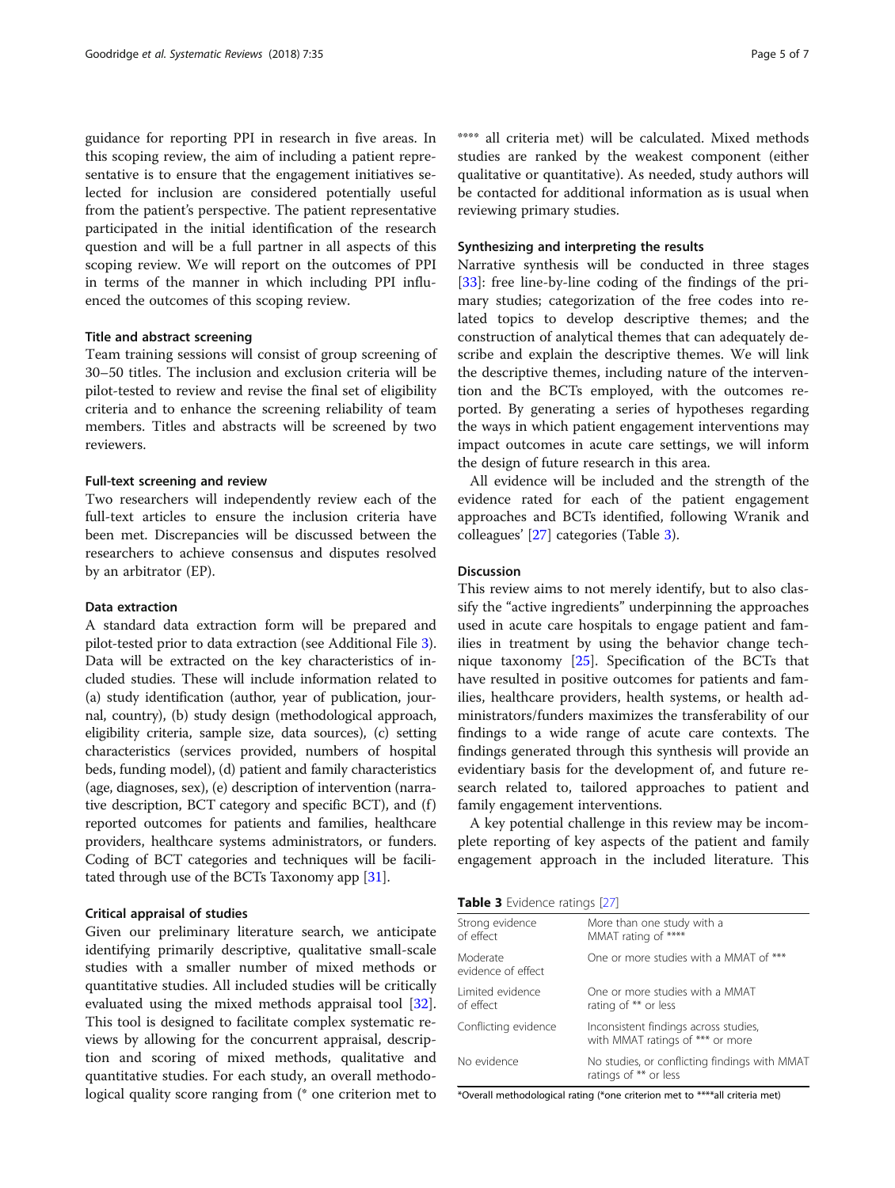guidance for reporting PPI in research in five areas. In this scoping review, the aim of including a patient representative is to ensure that the engagement initiatives selected for inclusion are considered potentially useful from the patient's perspective. The patient representative participated in the initial identification of the research question and will be a full partner in all aspects of this scoping review. We will report on the outcomes of PPI in terms of the manner in which including PPI influenced the outcomes of this scoping review.

### Title and abstract screening

Team training sessions will consist of group screening of 30–50 titles. The inclusion and exclusion criteria will be pilot-tested to review and revise the final set of eligibility criteria and to enhance the screening reliability of team members. Titles and abstracts will be screened by two reviewers.

### Full-text screening and review

Two researchers will independently review each of the full-text articles to ensure the inclusion criteria have been met. Discrepancies will be discussed between the researchers to achieve consensus and disputes resolved by an arbitrator (EP).

### Data extraction

A standard data extraction form will be prepared and pilot-tested prior to data extraction (see Additional File 3). Data will be extracted on the key characteristics of included studies. These will include information related to (a) study identification (author, year of publication, journal, country), (b) study design (methodological approach, eligibility criteria, sample size, data sources), (c) setting characteristics (services provided, numbers of hospital beds, funding model), (d) patient and family characteristics (age, diagnoses, sex), (e) description of intervention (narrative description, BCT category and specific BCT), and (f) reported outcomes for patients and families, healthcare providers, healthcare systems administrators, or funders. Coding of BCT categories and techniques will be facilitated through use of the BCTs Taxonomy app [31].

### Critical appraisal of studies

Given our preliminary literature search, we anticipate identifying primarily descriptive, qualitative small-scale studies with a smaller number of mixed methods or quantitative studies. All included studies will be critically evaluated using the mixed methods appraisal tool [32]. This tool is designed to facilitate complex systematic reviews by allowing for the concurrent appraisal, description and scoring of mixed methods, qualitative and quantitative studies. For each study, an overall methodological quality score ranging from (* one criterion met to **** all criteria met) will be calculated. Mixed methods studies are ranked by the weakest component (either qualitative or quantitative). As needed, study authors will be contacted for additional information as is usual when reviewing primary studies.

### Synthesizing and interpreting the results

Narrative synthesis will be conducted in three stages [33]: free line-by-line coding of the findings of the primary studies; categorization of the free codes into related topics to develop descriptive themes; and the construction of analytical themes that can adequately describe and explain the descriptive themes. We will link the descriptive themes, including nature of the intervention and the BCTs employed, with the outcomes reported. By generating a series of hypotheses regarding the ways in which patient engagement interventions may impact outcomes in acute care settings, we will inform the design of future research in this area.

All evidence will be included and the strength of the evidence rated for each of the patient engagement approaches and BCTs identified, following Wranik and colleagues' [27] categories (Table 3).

## Discussion

This review aims to not merely identify, but to also classify the "active ingredients" underpinning the approaches used in acute care hospitals to engage patient and families in treatment by using the behavior change technique taxonomy [25]. Specification of the BCTs that have resulted in positive outcomes for patients and families, healthcare providers, health systems, or health administrators/funders maximizes the transferability of our findings to a wide range of acute care contexts. The findings generated through this synthesis will provide an evidentiary basis for the development of, and future research related to, tailored approaches to patient and family engagement interventions.

A key potential challenge in this review may be incomplete reporting of key aspects of the patient and family engagement approach in the included literature. This

**Table 3** Evidence ratings [27]

| | |
|---|---|
| Strong evidence of effect | More than one study with a MMAT rating of **** |
| Moderate evidence of effect | One or more studies with a MMAT of *** |
| Limited evidence of effect | One or more studies with a MMAT rating of ** or less |
| Conflicting evidence | Inconsistent findings across studies, with MMAT ratings of *** or more |
| No evidence | No studies, or conflicting findings with MMAT ratings of ** or less |

*Overall methodological rating (*one criterion met to ****all criteria met)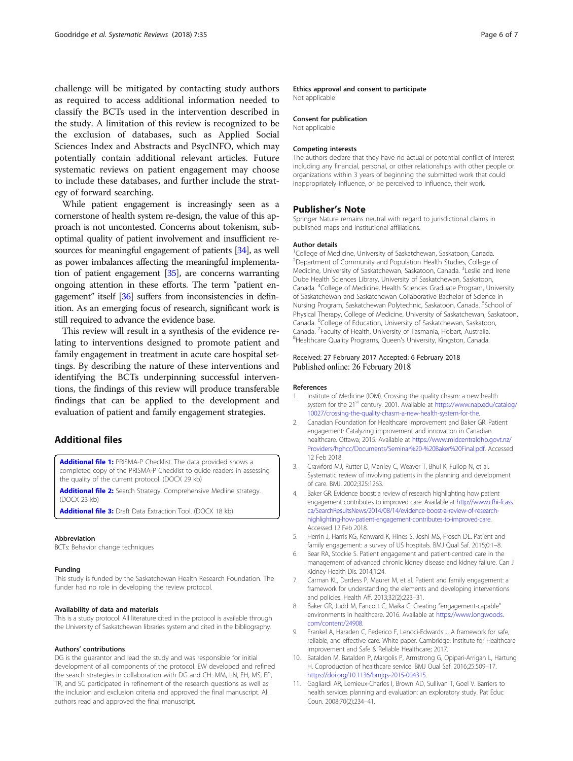challenge will be mitigated by contacting study authors as required to access additional information needed to classify the BCTs used in the intervention described in the study. A limitation of this review is recognized to be the exclusion of databases, such as Applied Social Sciences Index and Abstracts and PsycINFO, which may potentially contain additional relevant articles. Future systematic reviews on patient engagement may choose to include these databases, and further include the strategy of forward searching.

While patient engagement is increasingly seen as a cornerstone of health system re-design, the value of this approach is not uncontested. Concerns about tokenism, suboptimal quality of patient involvement and insufficient resources for meaningful engagement of patients [34], as well as power imbalances affecting the meaningful implementation of patient engagement [35], are concerns warranting ongoing attention in these efforts. The term "patient engagement" itself [36] suffers from inconsistencies in definition. As an emerging focus of research, significant work is still required to advance the evidence base.

This review will result in a synthesis of the evidence relating to interventions designed to promote patient and family engagement in treatment in acute care hospital settings. By describing the nature of these interventions and identifying the BCTs underpinning successful interventions, the findings of this review will produce transferable findings that can be applied to the development and evaluation of patient and family engagement strategies.

## Additional files

**Additional file 1:** PRISMA-P Checklist. The data provided shows a completed copy of the PRISMA-P Checklist to guide readers in assessing the quality of the current protocol. (DOCX 29 kb)

**Additional file 2:** Search Strategy. Comprehensive Medline strategy. (DOCX 23 kb)

**Additional file 3:** Draft Data Extraction Tool. (DOCX 18 kb)

#### Abbreviation
BCTs: Behavior change techniques

#### Funding
This study is funded by the Saskatchewan Health Research Foundation. The funder had no role in developing the review protocol.

#### Availability of data and materials
This is a study protocol. All literature cited in the protocol is available through the University of Saskatchewan libraries system and cited in the bibliography.

#### Authors' contributions
DG is the guarantor and lead the study and was responsible for initial development of all components of the protocol. EW developed and refined the search strategies in collaboration with DG and CH. MM, LN, EH, MS, EP, TR, and SC participated in refinement of the research questions as well as the inclusion and exclusion criteria and approved the final manuscript. All authors read and approved the final manuscript.

#### Ethics approval and consent to participate
Not applicable

#### Consent for publication
Not applicable

#### Competing interests
The authors declare that they have no actual or potential conflict of interest including any financial, personal, or other relationships with other people or organizations within 3 years of beginning the submitted work that could inappropriately influence, or be perceived to influence, their work.

## Publisher's Note
Springer Nature remains neutral with regard to jurisdictional claims in published maps and institutional affiliations.

#### Author details
[1]College of Medicine, University of Saskatchewan, Saskatoon, Canada. [2]Department of Community and Population Health Studies, College of Medicine, University of Saskatchewan, Saskatoon, Canada. [3]Leslie and Irene Dube Health Sciences Library, University of Saskatchewan, Saskatoon, Canada. [4]College of Medicine, Health Sciences Graduate Program, University of Saskatchewan and Saskatchewan Collaborative Bachelor of Science in Nursing Program, Saskatchewan Polytechnic, Saskatoon, Canada. [5]School of Physical Therapy, College of Medicine, University of Saskatchewan, Saskatoon, Canada. [6]College of Education, University of Saskatchewan, Saskatoon, Canada. [7]Faculty of Health, University of Tasmania, Hobart, Australia. [8]Healthcare Quality Programs, Queen's University, Kingston, Canada.

Received: 27 February 2017 Accepted: 6 February 2018
Published online: 26 February 2018

#### References
1. Institute of Medicine (IOM). Crossing the quality chasm: a new health system for the 21st century. 2001. Available at https://www.nap.edu/catalog/10027/crossing-the-quality-chasm-a-new-health-system-for-the.
2. Canadian Foundation for Healthcare Improvement and Baker GR. Patient engagement: Catalyzing improvement and innovation in Canadian healthcare. Ottawa; 2015. Available at https://www.midcentraldhb.govt.nz/Providers/hphcc/Documents/Seminar%20-%20Baker%20Final.pdf. Accessed 12 Feb 2018.
3. Crawford MJ, Rutter D, Manley C, Weaver T, Bhui K, Fullop N, et al. Systematic review of involving patients in the planning and development of care. BMJ. 2002;325:1263.
4. Baker GR. Evidence boost: a review of research highlighting how patient engagement contributes to improved care. Available at http://www.cfhi-fcass.ca/SearchResultsNews/2014/08/14/evidence-boost-a-review-of-research-highlighting-how-patient-engagement-contributes-to-improved-care. Accessed 12 Feb 2018.
5. Herrin J, Harris KG, Kenward K, Hines S, Joshi MS, Frosch DL. Patient and family engagement: a survey of US hospitals. BMJ Qual Saf. 2015;0:1–8.
6. Bear RA, Stockie S. Patient engagement and patient-centred care in the management of advanced chronic kidney disease and kidney failure. Can J Kidney Health Dis. 2014;1:24.
7. Carman KL, Dardess P, Maurer M, et al. Patient and family engagement: a framework for understanding the elements and developing interventions and policies. Health Aff. 2013;32(2):223–31.
8. Baker GR, Judd M, Fancott C, Maika C. Creating "engagement-capable" environments in healthcare. 2016. Available at https://www.longwoods.com/content/24908.
9. Frankel A, Haraden C, Federico F, Lenoci-Edwards J. A framework for safe, reliable, and effective care. White paper. Cambridge: Institute for Healthcare Improvement and Safe & Reliable Healthcare; 2017.
10. Batalden M, Batalden P, Margolis P, Armstrong G, Opipari-Arrigan L, Hartung H. Coproduction of healthcare service. BMJ Qual Saf. 2016;25:509–17. https://doi.org/10.1136/bmjqs-2015-004315.
11. Gagliardi AR, Lemieux-Charles L, Brown AD, Sullivan T, Goel V. Barriers to health services planning and evaluation: an exploratory study. Pat Educ Coun. 2008;70(2):234–41.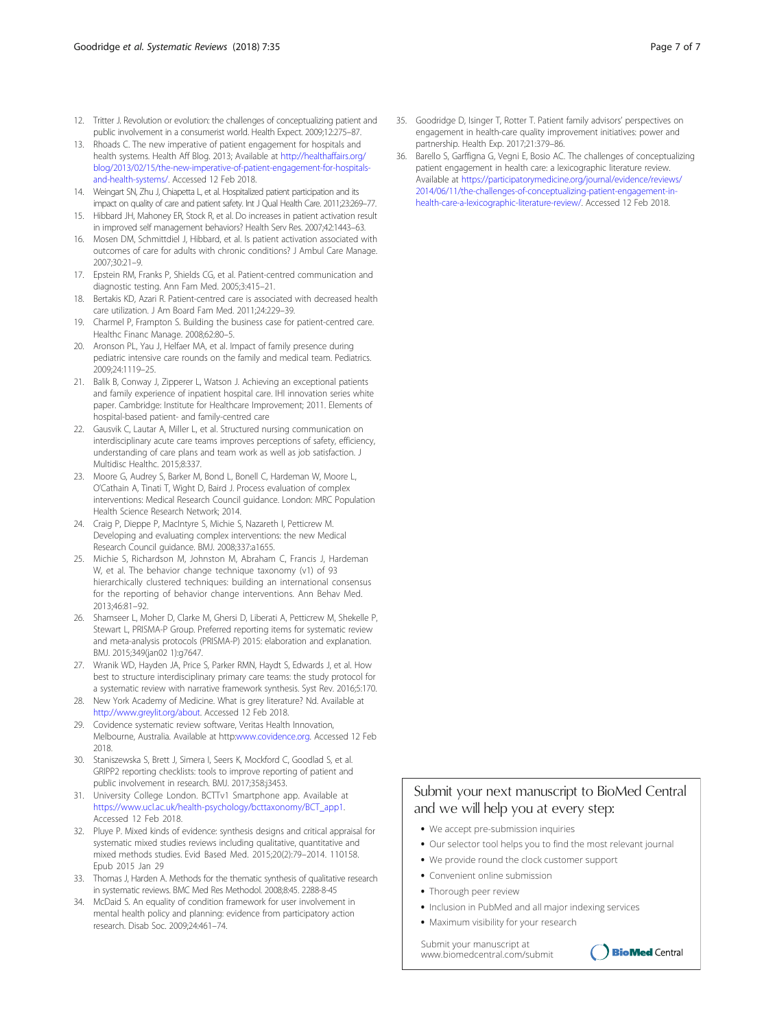12. Tritter J. Revolution or evolution: the challenges of conceptualizing patient and public involvement in a consumerist world. Health Expect. 2009;12:275–87.
13. Rhoads C. The new imperative of patient engagement for hospitals and health systems. Health Aff Blog. 2013; Available at http://healthaffairs.org/blog/2013/02/15/the-new-imperative-of-patient-engagement-for-hospitals-and-health-systems/. Accessed 12 Feb 2018.
14. Weingart SN, Zhu J, Chiapetta L, et al. Hospitalized patient participation and its impact on quality of care and patient safety. Int J Qual Health Care. 2011;23:269–77.
15. Hibbard JH, Mahoney ER, Stock R, et al. Do increases in patient activation result in improved self management behaviors? Health Serv Res. 2007;42:1443–63.
16. Mosen DM, Schmittdiel J, Hibbard, et al. Is patient activation associated with outcomes of care for adults with chronic conditions? J Ambul Care Manage. 2007;30:21–9.
17. Epstein RM, Franks P, Shields CG, et al. Patient-centred communication and diagnostic testing. Ann Fam Med. 2005;3:415–21.
18. Bertakis KD, Azari R. Patient-centred care is associated with decreased health care utilization. J Am Board Fam Med. 2011;24:229–39.
19. Charmel P, Frampton S. Building the business case for patient-centred care. Healthc Financ Manage. 2008;62:80–5.
20. Aronson PL, Yau J, Helfaer MA, et al. Impact of family presence during pediatric intensive care rounds on the family and medical team. Pediatrics. 2009;24:1119–25.
21. Balik B, Conway J, Zipperer L, Watson J. Achieving an exceptional patients and family experience of inpatient hospital care. IHI innovation series white paper. Cambridge: Institute for Healthcare Improvement; 2011. Elements of hospital-based patient- and family-centred care
22. Gausvik C, Lautar A, Miller L, et al. Structured nursing communication on interdisciplinary acute care teams improves perceptions of safety, efficiency, understanding of care plans and team work as well as job satisfaction. J Multidisc Healthc. 2015;8:337.
23. Moore G, Audrey S, Barker M, Bond L, Bonell C, Hardeman W, Moore L, O'Cathain A, Tinati T, Wight D, Baird J. Process evaluation of complex interventions: Medical Research Council guidance. London: MRC Population Health Science Research Network; 2014.
24. Craig P, Dieppe P, MacIntyre S, Michie S, Nazareth I, Petticrew M. Developing and evaluating complex interventions: the new Medical Research Council guidance. BMJ. 2008;337:a1655.
25. Michie S, Richardson M, Johnston M, Abraham C, Francis J, Hardeman W, et al. The behavior change technique taxonomy (v1) of 93 hierarchically clustered techniques: building an international consensus for the reporting of behavior change interventions. Ann Behav Med. 2013;46:81–92.
26. Shamseer L, Moher D, Clarke M, Ghersi D, Liberati A, Petticrew M, Shekelle P, Stewart L, PRISMA-P Group. Preferred reporting items for systematic review and meta-analysis protocols (PRISMA-P) 2015: elaboration and explanation. BMJ. 2015;349(jan02 1):g7647.
27. Wranik WD, Hayden JA, Price S, Parker RMN, Haydt S, Edwards J, et al. How best to structure interdisciplinary primary care teams: the study protocol for a systematic review with narrative framework synthesis. Syst Rev. 2016;5:170.
28. New York Academy of Medicine. What is grey literature? Nd. Available at http://www.greylit.org/about. Accessed 12 Feb 2018.
29. Covidence systematic review software, Veritas Health Innovation, Melbourne, Australia. Available at http:www.covidence.org. Accessed 12 Feb 2018.
30. Staniszewska S, Brett J, Simera I, Seers K, Mockford C, Goodlad S, et al. GRIPP2 reporting checklists: tools to improve reporting of patient and public involvement in research. BMJ. 2017;358:j3453.
31. University College London. BCTTv1 Smartphone app. Available at https://www.ucl.ac.uk/health-psychology/bcttaxonomy/BCT_app1. Accessed 12 Feb 2018.
32. Pluye P. Mixed kinds of evidence: synthesis designs and critical appraisal for systematic mixed studies reviews including qualitative, quantitative and mixed methods studies. Evid Based Med. 2015;20(2):79–2014. 110158. Epub 2015 Jan 29
33. Thomas J, Harden A. Methods for the thematic synthesis of qualitative research in systematic reviews. BMC Med Res Methodol. 2008;8:45. 2288-8-45
34. McDaid S. An equality of condition framework for user involvement in mental health policy and planning: evidence from participatory action research. Disab Soc. 2009;24:461–74.
35. Goodridge D, Isinger T, Rotter T. Patient family advisors' perspectives on engagement in health-care quality improvement initiatives: power and partnership. Health Exp. 2017;21:379–86.
36. Barello S, Garffigna G, Vegni E, Bosio AC. The challenges of conceptualizing patient engagement in health care: a lexicographic literature review. Available at https://participatorymedicine.org/journal/evidence/reviews/2014/06/11/the-challenges-of-conceptualizing-patient-engagement-in-health-care-a-lexicographic-literature-review/. Accessed 12 Feb 2018.

Submit your next manuscript to BioMed Central and we will help you at every step:

- We accept pre-submission inquiries
- Our selector tool helps you to find the most relevant journal
- We provide round the clock customer support
- Convenient online submission
- Thorough peer review
- Inclusion in PubMed and all major indexing services
- Maximum visibility for your research

Submit your manuscript at www.biomedcentral.com/submit

BioMed Central